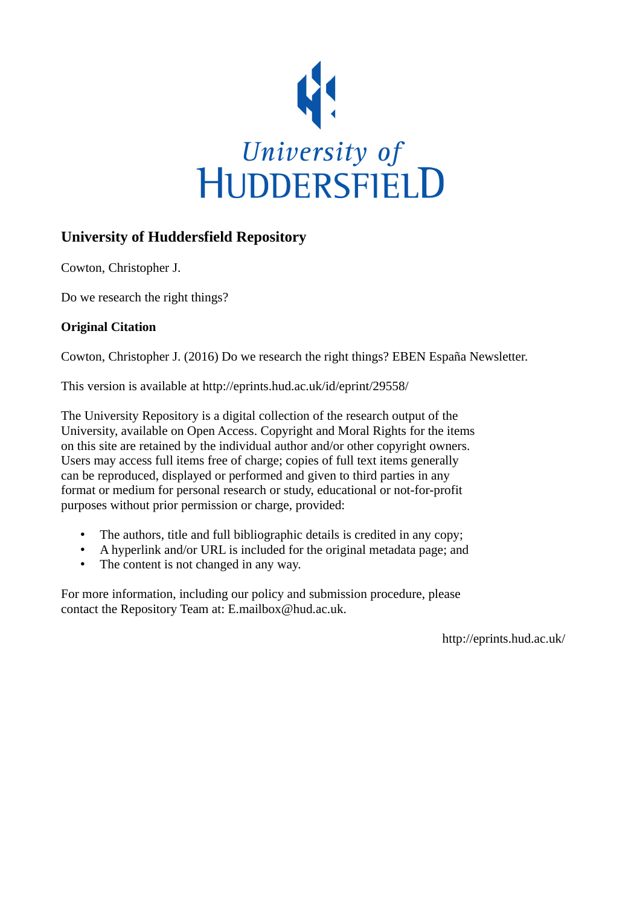University of
HUDDERSFIELD

## University of Huddersfield Repository

Cowton, Christopher J.

Do we research the right things?

**Original Citation**

Cowton, Christopher J. (2016) Do we research the right things? EBEN España Newsletter.

This version is available at http://eprints.hud.ac.uk/id/eprint/29558/

The University Repository is a digital collection of the research output of the University, available on Open Access. Copyright and Moral Rights for the items on this site are retained by the individual author and/or other copyright owners. Users may access full items free of charge; copies of full text items generally can be reproduced, displayed or performed and given to third parties in any format or medium for personal research or study, educational or not-for-profit purposes without prior permission or charge, provided:

- The authors, title and full bibliographic details is credited in any copy;
- A hyperlink and/or URL is included for the original metadata page; and
- The content is not changed in any way.

For more information, including our policy and submission procedure, please contact the Repository Team at: E.mailbox@hud.ac.uk.

http://eprints.hud.ac.uk/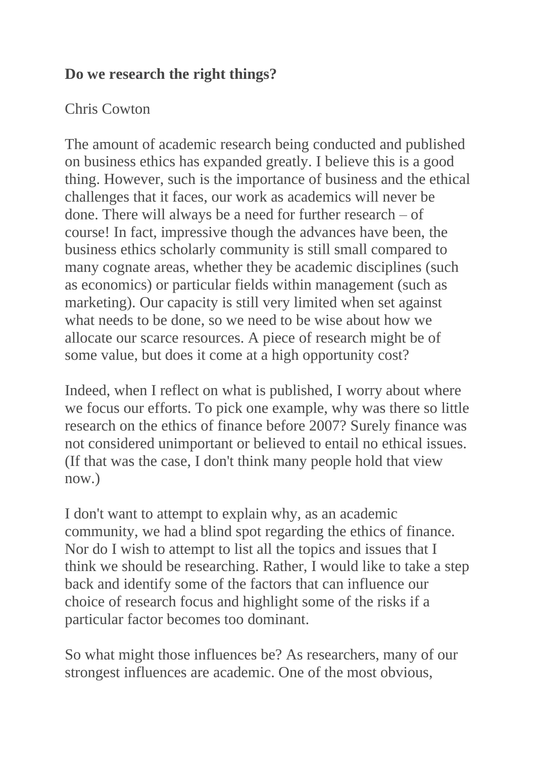**Do we research the right things?**

Chris Cowton

The amount of academic research being conducted and published on business ethics has expanded greatly. I believe this is a good thing. However, such is the importance of business and the ethical challenges that it faces, our work as academics will never be done. There will always be a need for further research – of course! In fact, impressive though the advances have been, the business ethics scholarly community is still small compared to many cognate areas, whether they be academic disciplines (such as economics) or particular fields within management (such as marketing). Our capacity is still very limited when set against what needs to be done, so we need to be wise about how we allocate our scarce resources. A piece of research might be of some value, but does it come at a high opportunity cost?

Indeed, when I reflect on what is published, I worry about where we focus our efforts. To pick one example, why was there so little research on the ethics of finance before 2007? Surely finance was not considered unimportant or believed to entail no ethical issues. (If that was the case, I don't think many people hold that view now.)

I don't want to attempt to explain why, as an academic community, we had a blind spot regarding the ethics of finance. Nor do I wish to attempt to list all the topics and issues that I think we should be researching. Rather, I would like to take a step back and identify some of the factors that can influence our choice of research focus and highlight some of the risks if a particular factor becomes too dominant.

So what might those influences be? As researchers, many of our strongest influences are academic. One of the most obvious,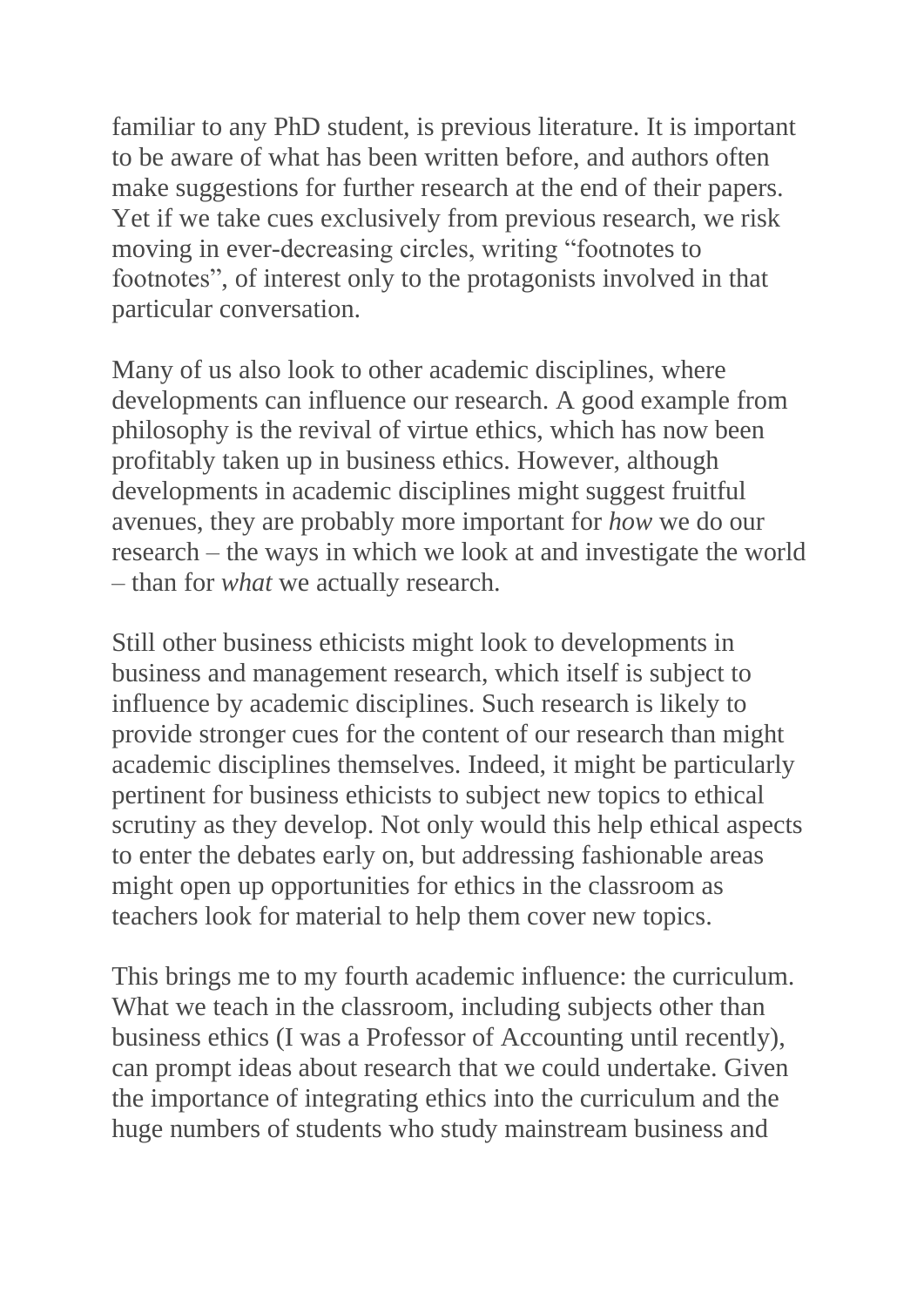familiar to any PhD student, is previous literature. It is important to be aware of what has been written before, and authors often make suggestions for further research at the end of their papers. Yet if we take cues exclusively from previous research, we risk moving in ever-decreasing circles, writing "footnotes to footnotes", of interest only to the protagonists involved in that particular conversation.

Many of us also look to other academic disciplines, where developments can influence our research. A good example from philosophy is the revival of virtue ethics, which has now been profitably taken up in business ethics. However, although developments in academic disciplines might suggest fruitful avenues, they are probably more important for *how* we do our research – the ways in which we look at and investigate the world – than for *what* we actually research.

Still other business ethicists might look to developments in business and management research, which itself is subject to influence by academic disciplines. Such research is likely to provide stronger cues for the content of our research than might academic disciplines themselves. Indeed, it might be particularly pertinent for business ethicists to subject new topics to ethical scrutiny as they develop. Not only would this help ethical aspects to enter the debates early on, but addressing fashionable areas might open up opportunities for ethics in the classroom as teachers look for material to help them cover new topics.

This brings me to my fourth academic influence: the curriculum. What we teach in the classroom, including subjects other than business ethics (I was a Professor of Accounting until recently), can prompt ideas about research that we could undertake. Given the importance of integrating ethics into the curriculum and the huge numbers of students who study mainstream business and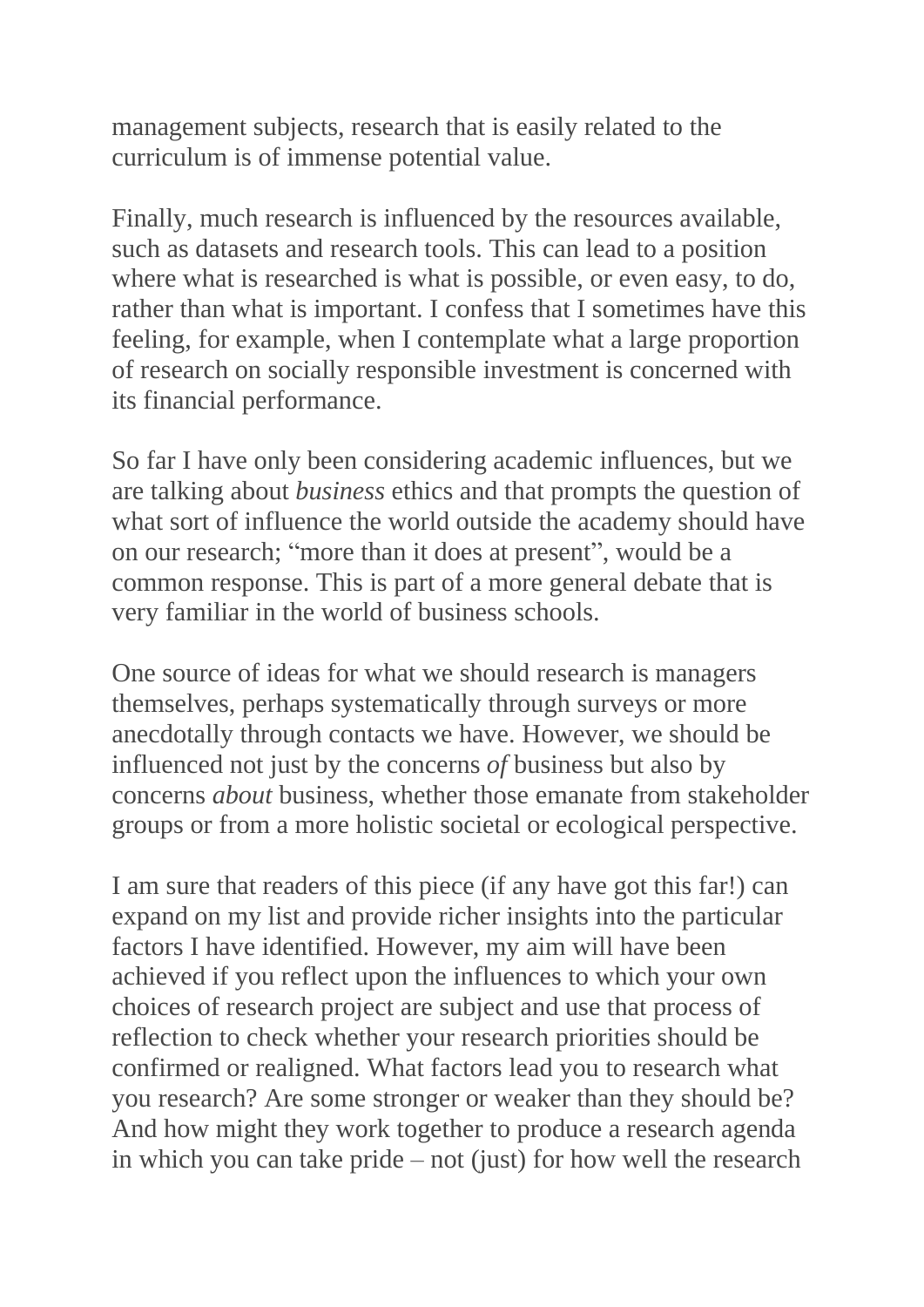management subjects, research that is easily related to the curriculum is of immense potential value.

Finally, much research is influenced by the resources available, such as datasets and research tools. This can lead to a position where what is researched is what is possible, or even easy, to do, rather than what is important. I confess that I sometimes have this feeling, for example, when I contemplate what a large proportion of research on socially responsible investment is concerned with its financial performance.

So far I have only been considering academic influences, but we are talking about *business* ethics and that prompts the question of what sort of influence the world outside the academy should have on our research; "more than it does at present", would be a common response. This is part of a more general debate that is very familiar in the world of business schools.

One source of ideas for what we should research is managers themselves, perhaps systematically through surveys or more anecdotally through contacts we have. However, we should be influenced not just by the concerns *of* business but also by concerns *about* business, whether those emanate from stakeholder groups or from a more holistic societal or ecological perspective.

I am sure that readers of this piece (if any have got this far!) can expand on my list and provide richer insights into the particular factors I have identified. However, my aim will have been achieved if you reflect upon the influences to which your own choices of research project are subject and use that process of reflection to check whether your research priorities should be confirmed or realigned. What factors lead you to research what you research? Are some stronger or weaker than they should be? And how might they work together to produce a research agenda in which you can take pride – not (just) for how well the research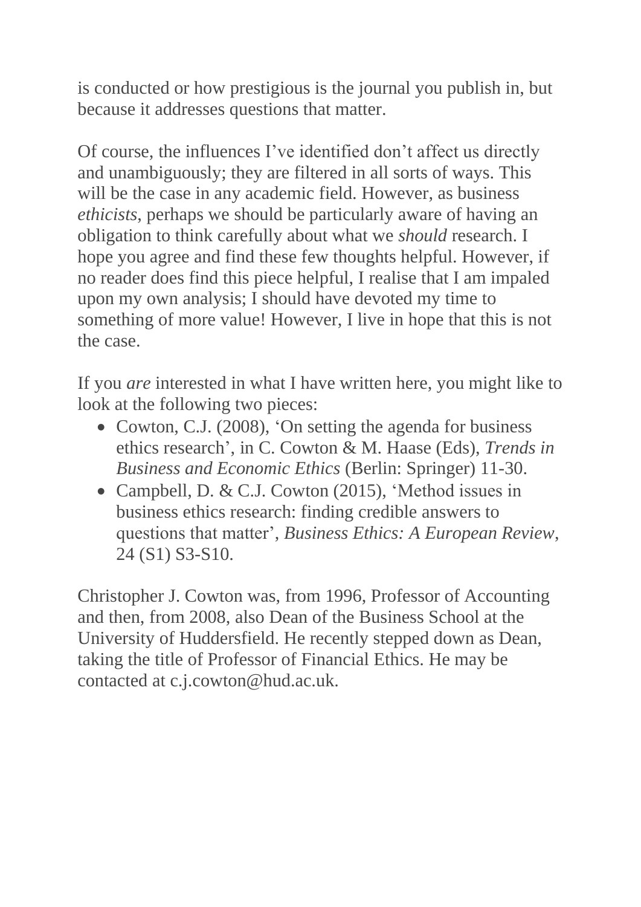is conducted or how prestigious is the journal you publish in, but because it addresses questions that matter.

Of course, the influences I've identified don't affect us directly and unambiguously; they are filtered in all sorts of ways. This will be the case in any academic field. However, as business *ethicists*, perhaps we should be particularly aware of having an obligation to think carefully about what we *should* research. I hope you agree and find these few thoughts helpful. However, if no reader does find this piece helpful, I realise that I am impaled upon my own analysis; I should have devoted my time to something of more value! However, I live in hope that this is not the case.

If you *are* interested in what I have written here, you might like to look at the following two pieces:

- Cowton, C.J. (2008), 'On setting the agenda for business ethics research', in C. Cowton & M. Haase (Eds), *Trends in Business and Economic Ethics* (Berlin: Springer) 11-30.
- Campbell, D. & C.J. Cowton (2015), 'Method issues in business ethics research: finding credible answers to questions that matter', *Business Ethics: A European Review*, 24 (S1) S3-S10.

Christopher J. Cowton was, from 1996, Professor of Accounting and then, from 2008, also Dean of the Business School at the University of Huddersfield. He recently stepped down as Dean, taking the title of Professor of Financial Ethics. He may be contacted at c.j.cowton@hud.ac.uk.